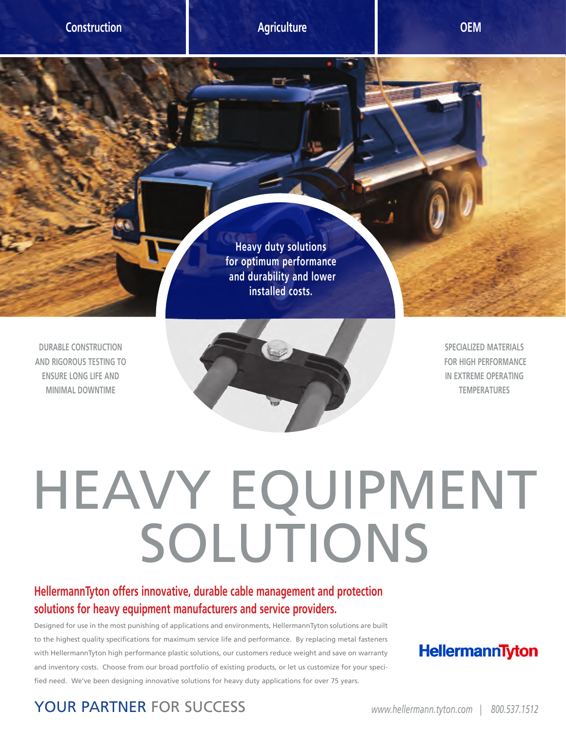Construction | Agriculture | OEM

Heavy duty solutions for optimum performance and durability and lower installed costs.

DURABLE CONSTRUCTION AND RIGOROUS TESTING TO ENSURE LONG LIFE AND MINIMAL DOWNTIME

SPECIALIZED MATERIALS FOR HIGH PERFORMANCE IN EXTREME OPERATING TEMPERATURES

# HEAVY EQUIPMENT SOLUTIONS

## HellermannTyton offers innovative, durable cable management and protection solutions for heavy equipment manufacturers and service providers.

Designed for use in the most punishing of applications and environments, HellermannTyton solutions are built to the highest quality specifications for maximum service life and performance. By replacing metal fasteners with HellermannTyton high performance plastic solutions, our customers reduce weight and save on warranty and inventory costs. Choose from our broad portfolio of existing products, or let us customize for your specified need. We've been designing innovative solutions for heavy duty applications for over 75 years.

HellermannTyton

YOUR PARTNER FOR SUCCESS

*www.hellermann.tyton.com | 800.537.1512*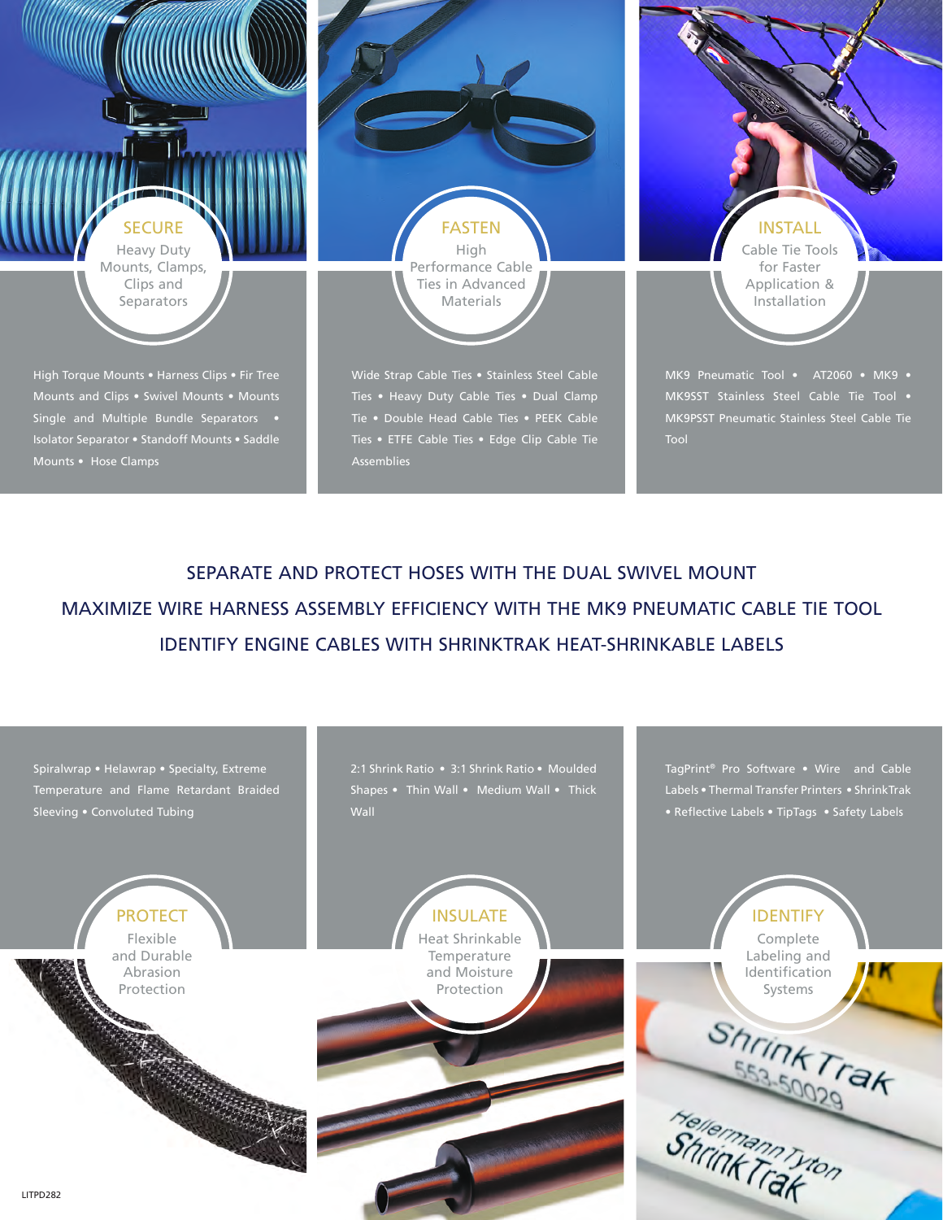## SECURE

Heavy Duty Mounts, Clamps, Clips and Separators

High Torque Mounts • Harness Clips • Fir Tree Mounts and Clips • Swivel Mounts • Mounts Single and Multiple Bundle Separators • Isolator Separator • Standoff Mounts • Saddle Mounts • Hose Clamps

## FASTEN

High Performance Cable Ties in Advanced Materials

Wide Strap Cable Ties • Stainless Steel Cable Ties • Heavy Duty Cable Ties • Dual Clamp Tie • Double Head Cable Ties • PEEK Cable Ties • ETFE Cable Ties • Edge Clip Cable Tie Assemblies

## INSTALL

Cable Tie Tools for Faster Application & Installation

MK9 Pneumatic Tool • AT2060 • MK9 • MK9SST Stainless Steel Cable Tie Tool • MK9PSST Pneumatic Stainless Steel Cable Tie Tool

SEPARATE AND PROTECT HOSES WITH THE DUAL SWIVEL MOUNT

MAXIMIZE WIRE HARNESS ASSEMBLY EFFICIENCY WITH THE MK9 PNEUMATIC CABLE TIE TOOL

IDENTIFY ENGINE CABLES WITH SHRINKTRAK HEAT-SHRINKABLE LABELS

## PROTECT

Flexible and Durable Abrasion Protection

Spiralwrap • Helawrap • Specialty, Extreme Temperature and Flame Retardant Braided Sleeving • Convoluted Tubing

## INSULATE

Heat Shrinkable Temperature and Moisture Protection

2:1 Shrink Ratio • 3:1 Shrink Ratio • Moulded Shapes • Thin Wall • Medium Wall • Thick Wall

## IDENTIFY

Complete Labeling and Identification Systems

TagPrint® Pro Software • Wire and Cable Labels • Thermal Transfer Printers • ShrinkTrak • Reflective Labels • TipTags • Safety Labels

LITPD282